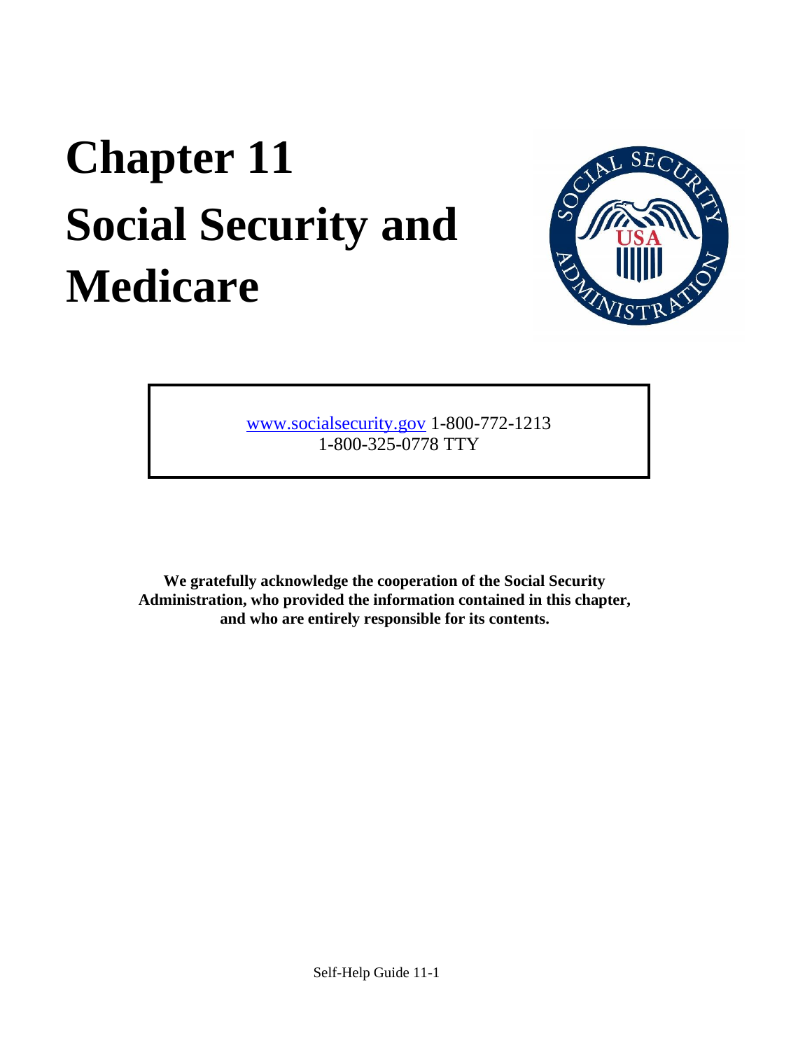# Chapter 11 Social Security and Medicare

[www.socialsecurity.gov](http://www.socialsecurity.gov) 1-800-772-1213
1-800-325-0778 TTY

**We gratefully acknowledge the cooperation of the Social Security Administration, who provided the information contained in this chapter, and who are entirely responsible for its contents.**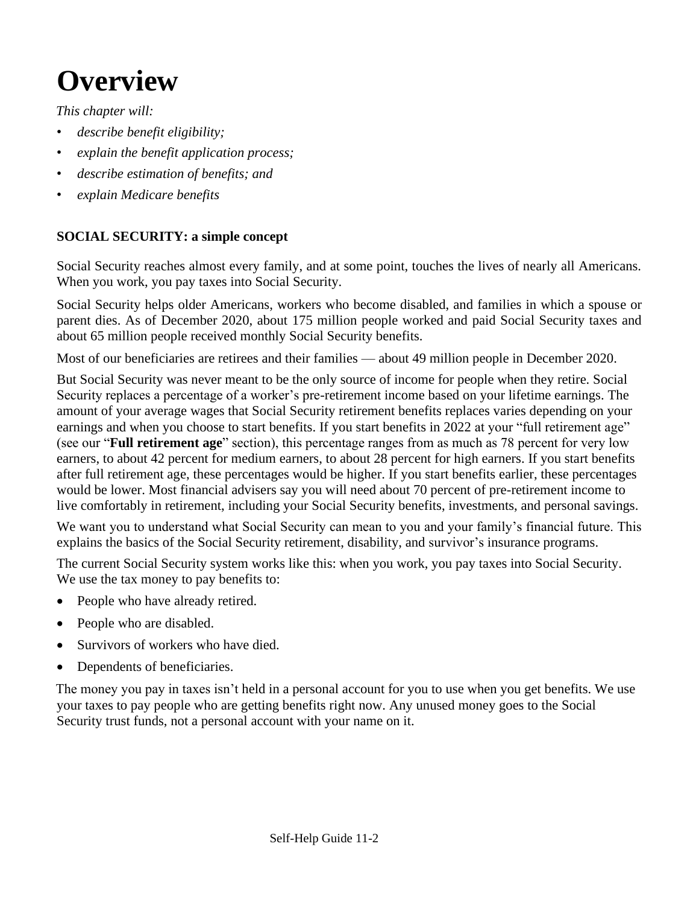# Overview

*This chapter will:*

- *describe benefit eligibility;*
- *explain the benefit application process;*
- *describe estimation of benefits; and*
- *explain Medicare benefits*

**SOCIAL SECURITY: a simple concept**

Social Security reaches almost every family, and at some point, touches the lives of nearly all Americans. When you work, you pay taxes into Social Security.

Social Security helps older Americans, workers who become disabled, and families in which a spouse or parent dies. As of December 2020, about 175 million people worked and paid Social Security taxes and about 65 million people received monthly Social Security benefits.

Most of our beneficiaries are retirees and their families — about 49 million people in December 2020.

But Social Security was never meant to be the only source of income for people when they retire. Social Security replaces a percentage of a worker's pre-retirement income based on your lifetime earnings. The amount of your average wages that Social Security retirement benefits replaces varies depending on your earnings and when you choose to start benefits. If you start benefits in 2022 at your "full retirement age" (see our "**Full retirement age**" section), this percentage ranges from as much as 78 percent for very low earners, to about 42 percent for medium earners, to about 28 percent for high earners. If you start benefits after full retirement age, these percentages would be higher. If you start benefits earlier, these percentages would be lower. Most financial advisers say you will need about 70 percent of pre-retirement income to live comfortably in retirement, including your Social Security benefits, investments, and personal savings.

We want you to understand what Social Security can mean to you and your family's financial future. This explains the basics of the Social Security retirement, disability, and survivor's insurance programs.

The current Social Security system works like this: when you work, you pay taxes into Social Security. We use the tax money to pay benefits to:

- People who have already retired.
- People who are disabled.
- Survivors of workers who have died.
- Dependents of beneficiaries.

The money you pay in taxes isn't held in a personal account for you to use when you get benefits. We use your taxes to pay people who are getting benefits right now. Any unused money goes to the Social Security trust funds, not a personal account with your name on it.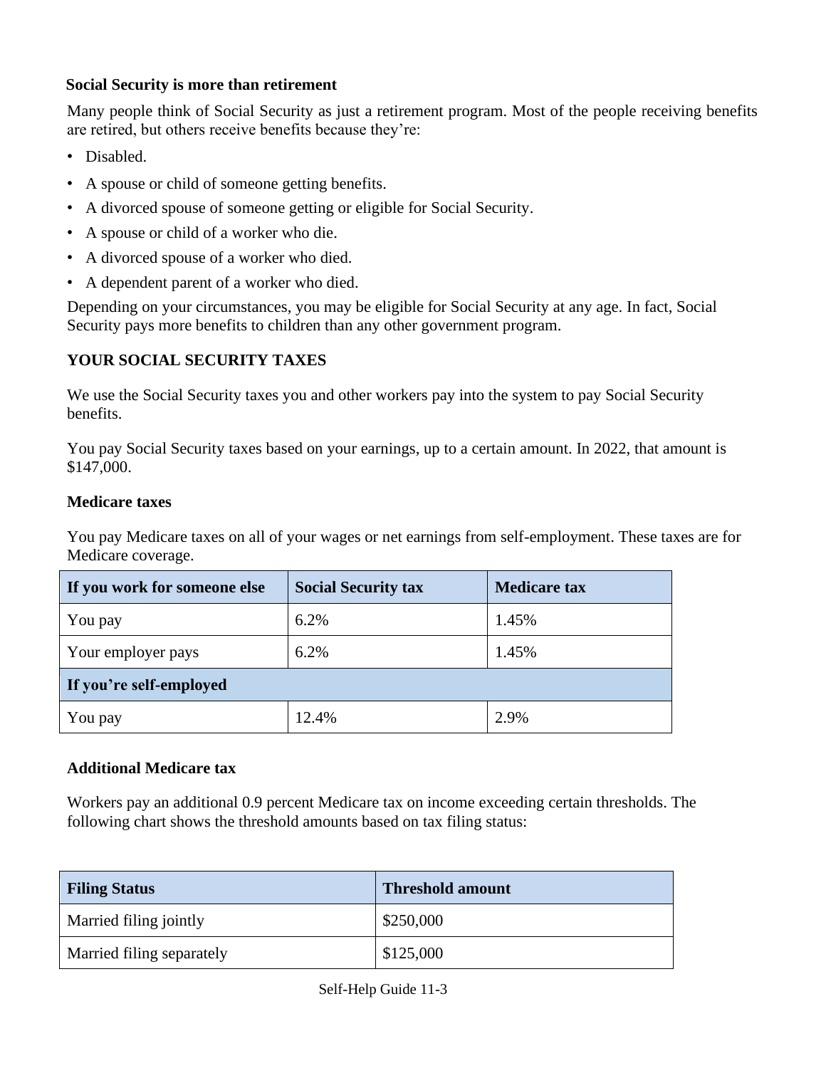**Social Security is more than retirement**

Many people think of Social Security as just a retirement program. Most of the people receiving benefits are retired, but others receive benefits because they're:

- Disabled.
- A spouse or child of someone getting benefits.
- A divorced spouse of someone getting or eligible for Social Security.
- A spouse or child of a worker who die.
- A divorced spouse of a worker who died.
- A dependent parent of a worker who died.

Depending on your circumstances, you may be eligible for Social Security at any age. In fact, Social Security pays more benefits to children than any other government program.

## YOUR SOCIAL SECURITY TAXES

We use the Social Security taxes you and other workers pay into the system to pay Social Security benefits.

You pay Social Security taxes based on your earnings, up to a certain amount. In 2022, that amount is $147,000.

### Medicare taxes

You pay Medicare taxes on all of your wages or net earnings from self-employment. These taxes are for Medicare coverage.

| If you work for someone else | Social Security tax | Medicare tax |
| --- | --- | --- |
| You pay | 6.2% | 1.45% |
| Your employer pays | 6.2% | 1.45% |
| **If you're self-employed** | | |
| You pay | 12.4% | 2.9% |

### Additional Medicare tax

Workers pay an additional 0.9 percent Medicare tax on income exceeding certain thresholds. The following chart shows the threshold amounts based on tax filing status:

| Filing Status | Threshold amount |
| --- | --- |
| Married filing jointly | $250,000 |
| Married filing separately | $125,000 |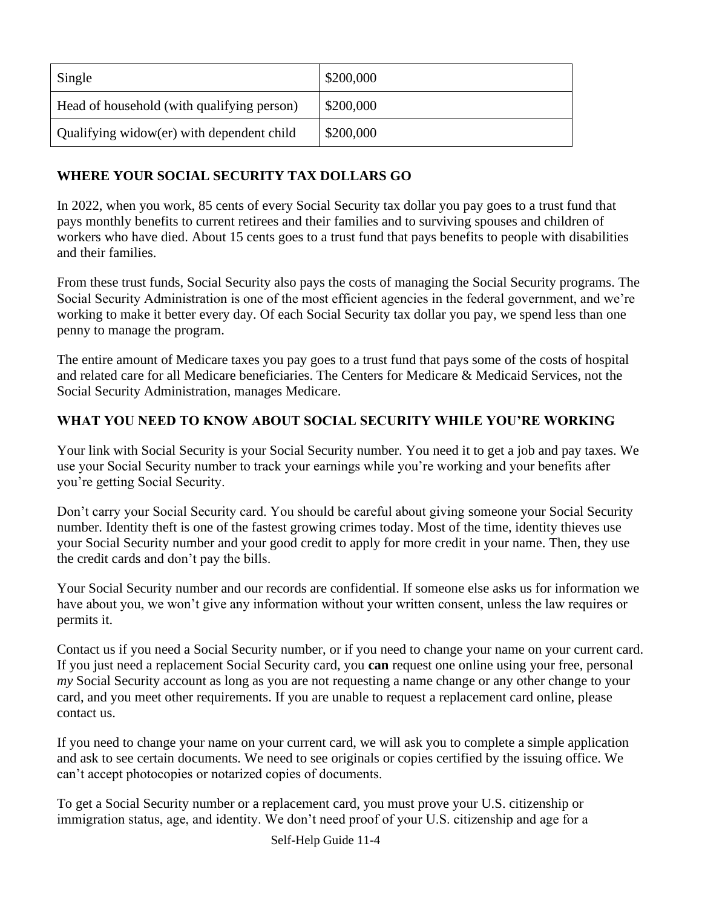| Single | $200,000 |
|---|---|
| Head of household (with qualifying person) | $200,000 |
| Qualifying widow(er) with dependent child | $200,000 |

## WHERE YOUR SOCIAL SECURITY TAX DOLLARS GO

In 2022, when you work, 85 cents of every Social Security tax dollar you pay goes to a trust fund that pays monthly benefits to current retirees and their families and to surviving spouses and children of workers who have died. About 15 cents goes to a trust fund that pays benefits to people with disabilities and their families.

From these trust funds, Social Security also pays the costs of managing the Social Security programs. The Social Security Administration is one of the most efficient agencies in the federal government, and we're working to make it better every day. Of each Social Security tax dollar you pay, we spend less than one penny to manage the program.

The entire amount of Medicare taxes you pay goes to a trust fund that pays some of the costs of hospital and related care for all Medicare beneficiaries. The Centers for Medicare & Medicaid Services, not the Social Security Administration, manages Medicare.

## WHAT YOU NEED TO KNOW ABOUT SOCIAL SECURITY WHILE YOU'RE WORKING

Your link with Social Security is your Social Security number. You need it to get a job and pay taxes. We use your Social Security number to track your earnings while you're working and your benefits after you're getting Social Security.

Don't carry your Social Security card. You should be careful about giving someone your Social Security number. Identity theft is one of the fastest growing crimes today. Most of the time, identity thieves use your Social Security number and your good credit to apply for more credit in your name. Then, they use the credit cards and don't pay the bills.

Your Social Security number and our records are confidential. If someone else asks us for information we have about you, we won't give any information without your written consent, unless the law requires or permits it.

Contact us if you need a Social Security number, or if you need to change your name on your current card. If you just need a replacement Social Security card, you **can** request one online using your free, personal *my* Social Security account as long as you are not requesting a name change or any other change to your card, and you meet other requirements. If you are unable to request a replacement card online, please contact us.

If you need to change your name on your current card, we will ask you to complete a simple application and ask to see certain documents. We need to see originals or copies certified by the issuing office. We can't accept photocopies or notarized copies of documents.

To get a Social Security number or a replacement card, you must prove your U.S. citizenship or immigration status, age, and identity. We don't need proof of your U.S. citizenship and age for a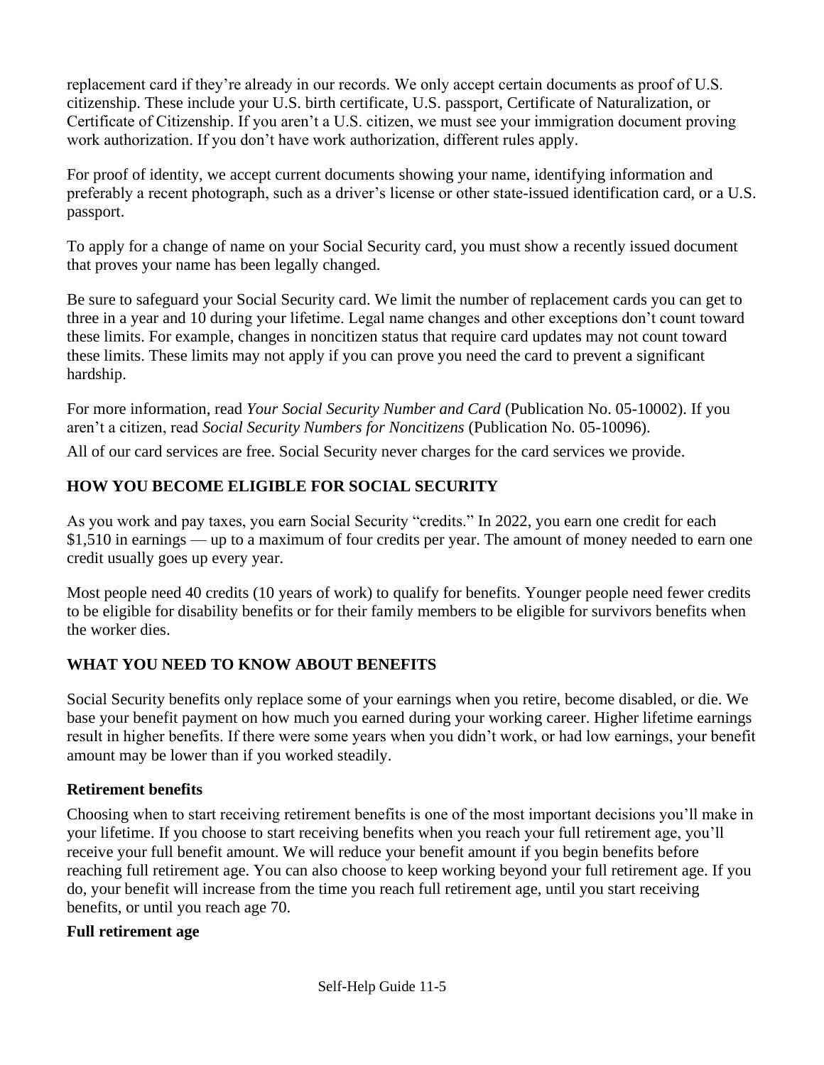replacement card if they're already in our records. We only accept certain documents as proof of U.S. citizenship. These include your U.S. birth certificate, U.S. passport, Certificate of Naturalization, or Certificate of Citizenship. If you aren't a U.S. citizen, we must see your immigration document proving work authorization. If you don't have work authorization, different rules apply.

For proof of identity, we accept current documents showing your name, identifying information and preferably a recent photograph, such as a driver's license or other state-issued identification card, or a U.S. passport.

To apply for a change of name on your Social Security card, you must show a recently issued document that proves your name has been legally changed.

Be sure to safeguard your Social Security card. We limit the number of replacement cards you can get to three in a year and 10 during your lifetime. Legal name changes and other exceptions don't count toward these limits. For example, changes in noncitizen status that require card updates may not count toward these limits. These limits may not apply if you can prove you need the card to prevent a significant hardship.

For more information, read *Your Social Security Number and Card* (Publication No. 05-10002). If you aren't a citizen, read *Social Security Numbers for Noncitizens* (Publication No. 05-10096).

All of our card services are free. Social Security never charges for the card services we provide.

## HOW YOU BECOME ELIGIBLE FOR SOCIAL SECURITY

As you work and pay taxes, you earn Social Security "credits." In 2022, you earn one credit for each $1,510 in earnings — up to a maximum of four credits per year. The amount of money needed to earn one credit usually goes up every year.

Most people need 40 credits (10 years of work) to qualify for benefits. Younger people need fewer credits to be eligible for disability benefits or for their family members to be eligible for survivors benefits when the worker dies.

## WHAT YOU NEED TO KNOW ABOUT BENEFITS

Social Security benefits only replace some of your earnings when you retire, become disabled, or die. We base your benefit payment on how much you earned during your working career. Higher lifetime earnings result in higher benefits. If there were some years when you didn't work, or had low earnings, your benefit amount may be lower than if you worked steadily.

### Retirement benefits

Choosing when to start receiving retirement benefits is one of the most important decisions you'll make in your lifetime. If you choose to start receiving benefits when you reach your full retirement age, you'll receive your full benefit amount. We will reduce your benefit amount if you begin benefits before reaching full retirement age. You can also choose to keep working beyond your full retirement age. If you do, your benefit will increase from the time you reach full retirement age, until you start receiving benefits, or until you reach age 70.

### Full retirement age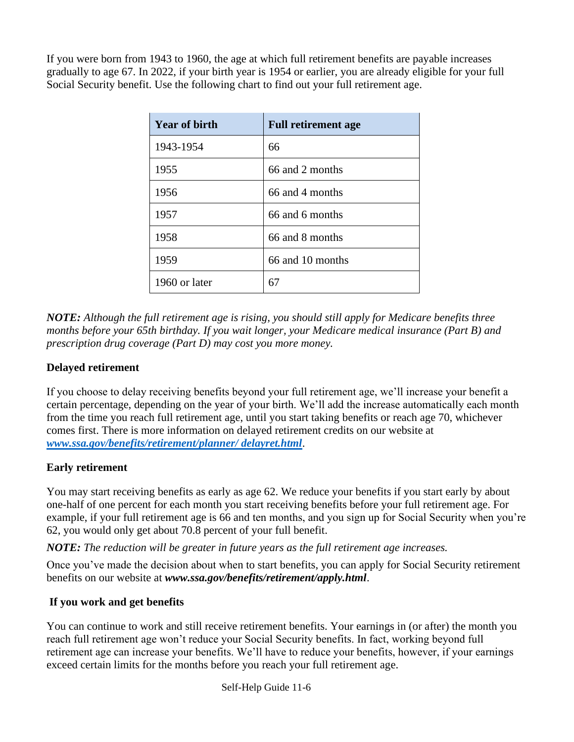If you were born from 1943 to 1960, the age at which full retirement benefits are payable increases gradually to age 67. In 2022, if your birth year is 1954 or earlier, you are already eligible for your full Social Security benefit. Use the following chart to find out your full retirement age.

| Year of birth | Full retirement age |
| --- | --- |
| 1943-1954 | 66 |
| 1955 | 66 and 2 months |
| 1956 | 66 and 4 months |
| 1957 | 66 and 6 months |
| 1958 | 66 and 8 months |
| 1959 | 66 and 10 months |
| 1960 or later | 67 |

***NOTE:*** *Although the full retirement age is rising, you should still apply for Medicare benefits three months before your 65th birthday. If you wait longer, your Medicare medical insurance (Part B) and prescription drug coverage (Part D) may cost you more money.*

**Delayed retirement**

If you choose to delay receiving benefits beyond your full retirement age, we'll increase your benefit a certain percentage, depending on the year of your birth. We'll add the increase automatically each month from the time you reach full retirement age, until you start taking benefits or reach age 70, whichever comes first. There is more information on delayed retirement credits on our website at ***www.ssa.gov/benefits/retirement/planner/ delayret.html***.

**Early retirement**

You may start receiving benefits as early as age 62. We reduce your benefits if you start early by about one-half of one percent for each month you start receiving benefits before your full retirement age. For example, if your full retirement age is 66 and ten months, and you sign up for Social Security when you're 62, you would only get about 70.8 percent of your full benefit.

***NOTE:*** *The reduction will be greater in future years as the full retirement age increases.*

Once you've made the decision about when to start benefits, you can apply for Social Security retirement benefits on our website at ***www.ssa.gov/benefits/retirement/apply.html***.

**If you work and get benefits**

You can continue to work and still receive retirement benefits. Your earnings in (or after) the month you reach full retirement age won't reduce your Social Security benefits. In fact, working beyond full retirement age can increase your benefits. We'll have to reduce your benefits, however, if your earnings exceed certain limits for the months before you reach your full retirement age.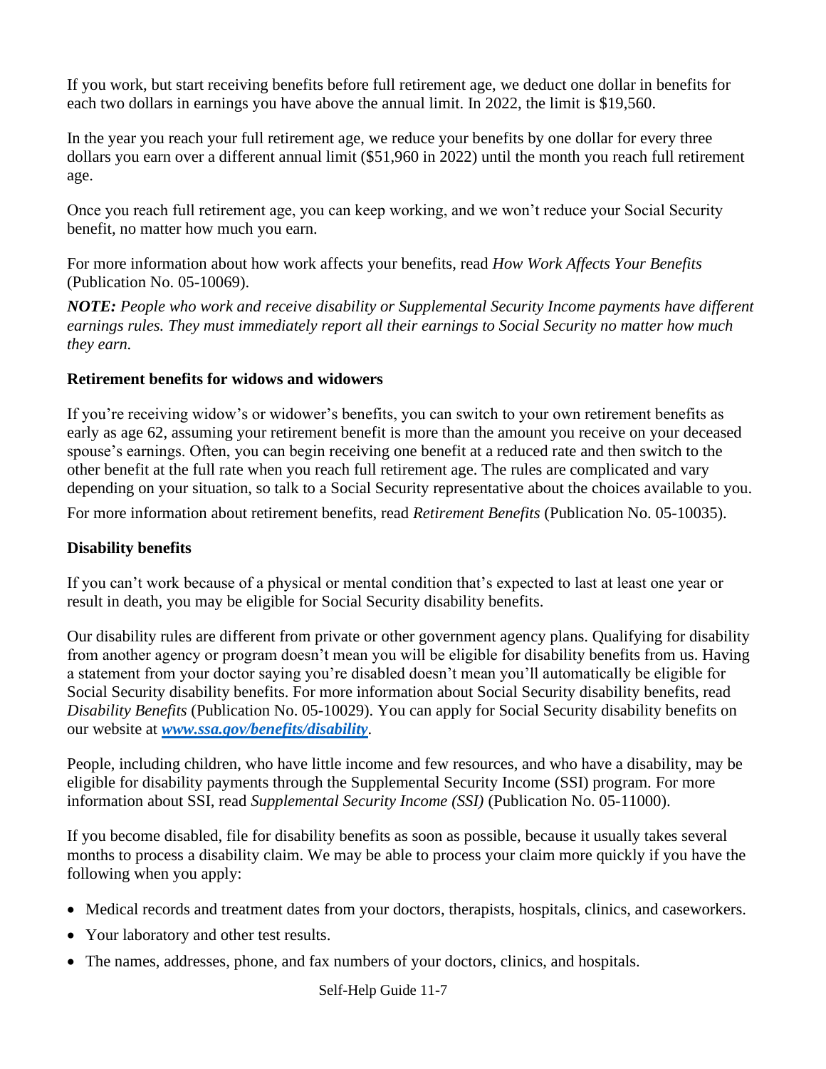If you work, but start receiving benefits before full retirement age, we deduct one dollar in benefits for each two dollars in earnings you have above the annual limit. In 2022, the limit is $19,560.

In the year you reach your full retirement age, we reduce your benefits by one dollar for every three dollars you earn over a different annual limit ($51,960 in 2022) until the month you reach full retirement age.

Once you reach full retirement age, you can keep working, and we won't reduce your Social Security benefit, no matter how much you earn.

For more information about how work affects your benefits, read *How Work Affects Your Benefits* (Publication No. 05-10069).

***NOTE:*** *People who work and receive disability or Supplemental Security Income payments have different earnings rules. They must immediately report all their earnings to Social Security no matter how much they earn.*

**Retirement benefits for widows and widowers**

If you're receiving widow's or widower's benefits, you can switch to your own retirement benefits as early as age 62, assuming your retirement benefit is more than the amount you receive on your deceased spouse's earnings. Often, you can begin receiving one benefit at a reduced rate and then switch to the other benefit at the full rate when you reach full retirement age. The rules are complicated and vary depending on your situation, so talk to a Social Security representative about the choices available to you.

For more information about retirement benefits, read *Retirement Benefits* (Publication No. 05-10035).

**Disability benefits**

If you can't work because of a physical or mental condition that's expected to last at least one year or result in death, you may be eligible for Social Security disability benefits.

Our disability rules are different from private or other government agency plans. Qualifying for disability from another agency or program doesn't mean you will be eligible for disability benefits from us. Having a statement from your doctor saying you're disabled doesn't mean you'll automatically be eligible for Social Security disability benefits. For more information about Social Security disability benefits, read *Disability Benefits* (Publication No. 05-10029). You can apply for Social Security disability benefits on our website at ***www.ssa.gov/benefits/disability***.

People, including children, who have little income and few resources, and who have a disability, may be eligible for disability payments through the Supplemental Security Income (SSI) program. For more information about SSI, read *Supplemental Security Income (SSI)* (Publication No. 05-11000).

If you become disabled, file for disability benefits as soon as possible, because it usually takes several months to process a disability claim. We may be able to process your claim more quickly if you have the following when you apply:

- Medical records and treatment dates from your doctors, therapists, hospitals, clinics, and caseworkers.
- Your laboratory and other test results.
- The names, addresses, phone, and fax numbers of your doctors, clinics, and hospitals.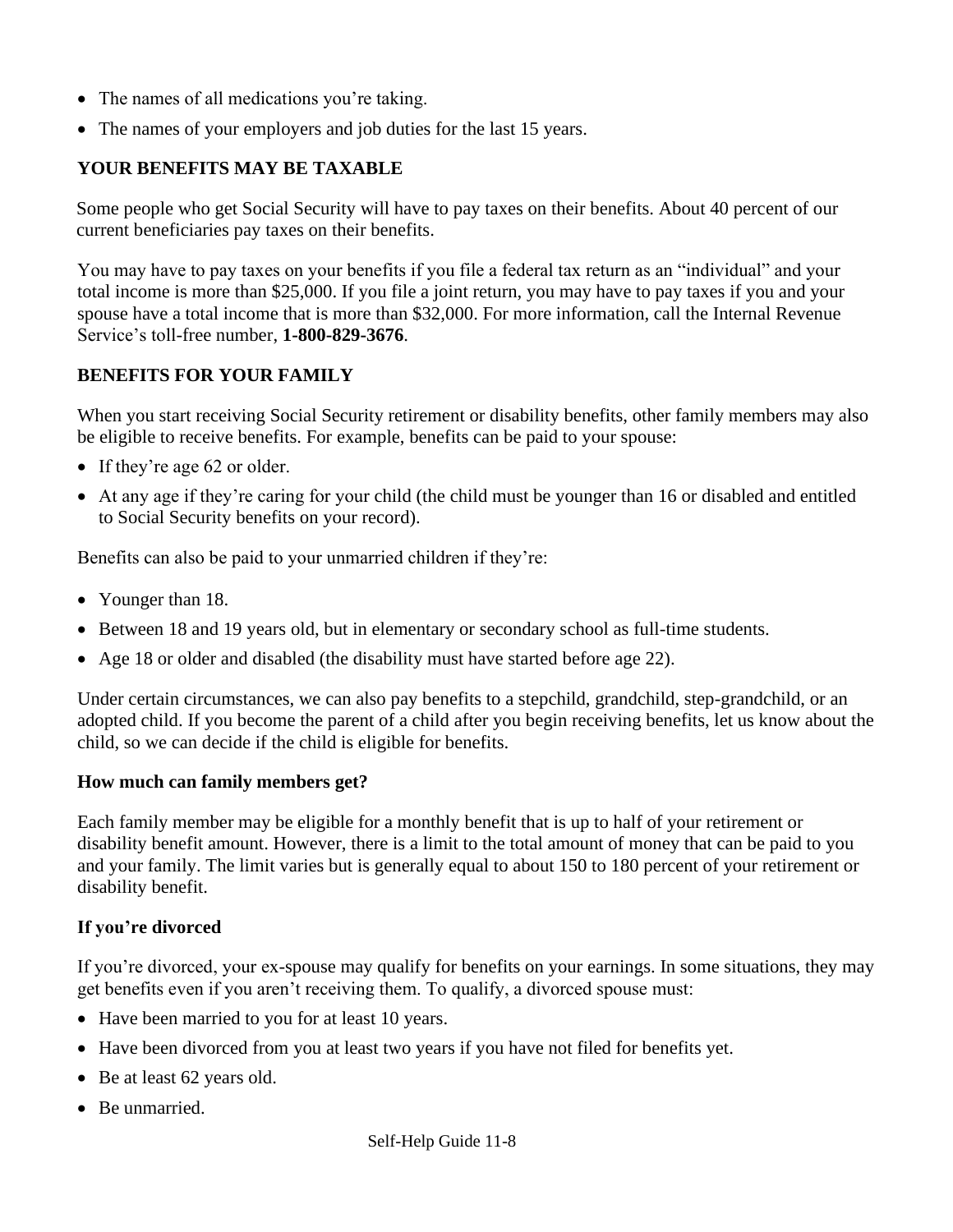- The names of all medications you're taking.
- The names of your employers and job duties for the last 15 years.

## YOUR BENEFITS MAY BE TAXABLE

Some people who get Social Security will have to pay taxes on their benefits. About 40 percent of our current beneficiaries pay taxes on their benefits.

You may have to pay taxes on your benefits if you file a federal tax return as an "individual" and your total income is more than $25,000. If you file a joint return, you may have to pay taxes if you and your spouse have a total income that is more than $32,000. For more information, call the Internal Revenue Service's toll-free number, **1-800-829-3676**.

## BENEFITS FOR YOUR FAMILY

When you start receiving Social Security retirement or disability benefits, other family members may also be eligible to receive benefits. For example, benefits can be paid to your spouse:

- If they're age 62 or older.
- At any age if they're caring for your child (the child must be younger than 16 or disabled and entitled to Social Security benefits on your record).

Benefits can also be paid to your unmarried children if they're:

- Younger than 18.
- Between 18 and 19 years old, but in elementary or secondary school as full-time students.
- Age 18 or older and disabled (the disability must have started before age 22).

Under certain circumstances, we can also pay benefits to a stepchild, grandchild, step-grandchild, or an adopted child. If you become the parent of a child after you begin receiving benefits, let us know about the child, so we can decide if the child is eligible for benefits.

### How much can family members get?

Each family member may be eligible for a monthly benefit that is up to half of your retirement or disability benefit amount. However, there is a limit to the total amount of money that can be paid to you and your family. The limit varies but is generally equal to about 150 to 180 percent of your retirement or disability benefit.

### If you're divorced

If you're divorced, your ex-spouse may qualify for benefits on your earnings. In some situations, they may get benefits even if you aren't receiving them. To qualify, a divorced spouse must:

- Have been married to you for at least 10 years.
- Have been divorced from you at least two years if you have not filed for benefits yet.
- Be at least 62 years old.
- Be unmarried.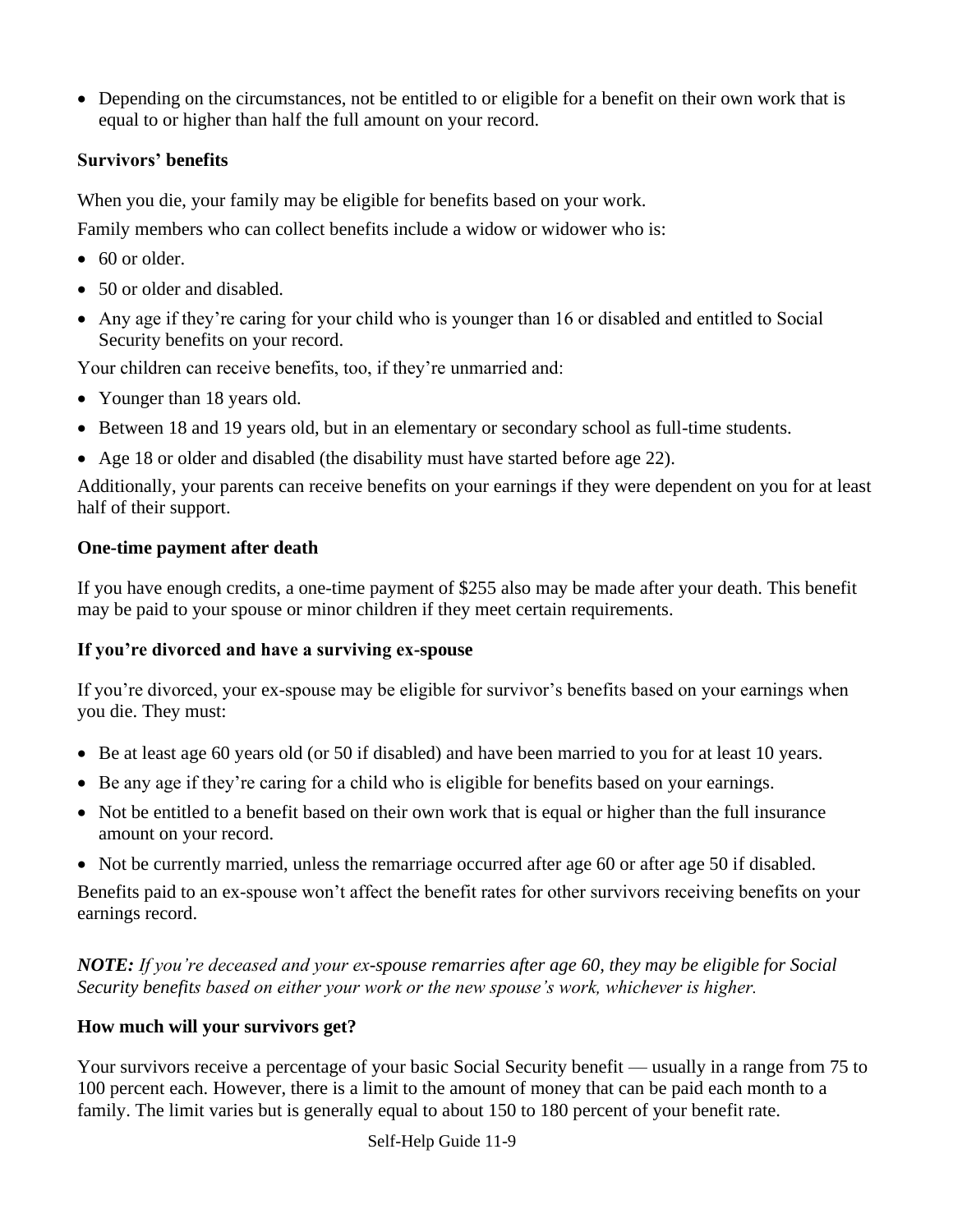- Depending on the circumstances, not be entitled to or eligible for a benefit on their own work that is equal to or higher than half the full amount on your record.

**Survivors' benefits**

When you die, your family may be eligible for benefits based on your work.

Family members who can collect benefits include a widow or widower who is:

- 60 or older.
- 50 or older and disabled.
- Any age if they're caring for your child who is younger than 16 or disabled and entitled to Social Security benefits on your record.

Your children can receive benefits, too, if they're unmarried and:

- Younger than 18 years old.
- Between 18 and 19 years old, but in an elementary or secondary school as full-time students.
- Age 18 or older and disabled (the disability must have started before age 22).

Additionally, your parents can receive benefits on your earnings if they were dependent on you for at least half of their support.

**One-time payment after death**

If you have enough credits, a one-time payment of $255 also may be made after your death. This benefit may be paid to your spouse or minor children if they meet certain requirements.

**If you're divorced and have a surviving ex-spouse**

If you're divorced, your ex-spouse may be eligible for survivor's benefits based on your earnings when you die. They must:

- Be at least age 60 years old (or 50 if disabled) and have been married to you for at least 10 years.
- Be any age if they're caring for a child who is eligible for benefits based on your earnings.
- Not be entitled to a benefit based on their own work that is equal or higher than the full insurance amount on your record.
- Not be currently married, unless the remarriage occurred after age 60 or after age 50 if disabled.

Benefits paid to an ex-spouse won't affect the benefit rates for other survivors receiving benefits on your earnings record.

***NOTE:*** *If you're deceased and your ex-spouse remarries after age 60, they may be eligible for Social Security benefits based on either your work or the new spouse's work, whichever is higher.*

**How much will your survivors get?**

Your survivors receive a percentage of your basic Social Security benefit — usually in a range from 75 to 100 percent each. However, there is a limit to the amount of money that can be paid each month to a family. The limit varies but is generally equal to about 150 to 180 percent of your benefit rate.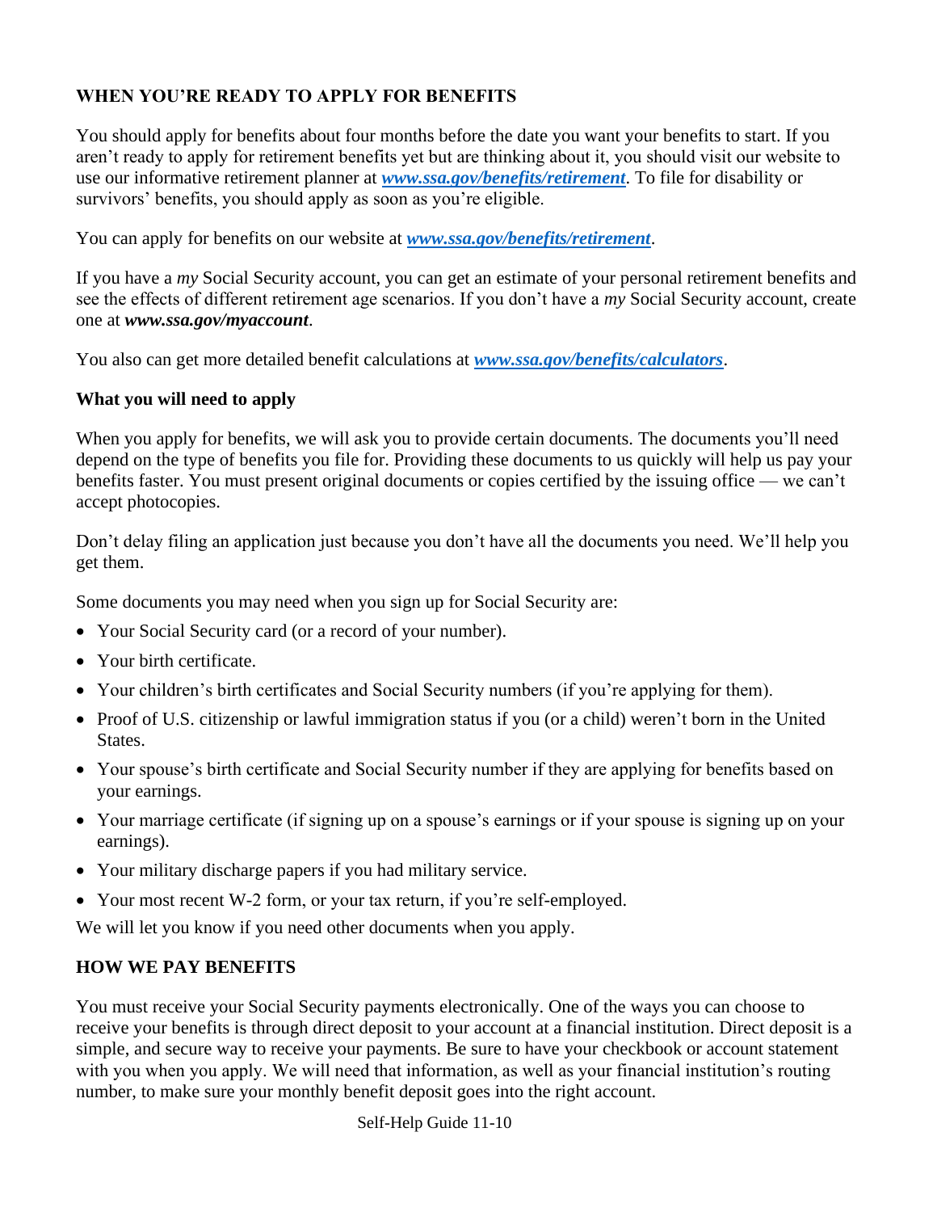## WHEN YOU'RE READY TO APPLY FOR BENEFITS

You should apply for benefits about four months before the date you want your benefits to start. If you aren't ready to apply for retirement benefits yet but are thinking about it, you should visit our website to use our informative retirement planner at ***www.ssa.gov/benefits/retirement***. To file for disability or survivors' benefits, you should apply as soon as you're eligible.

You can apply for benefits on our website at ***www.ssa.gov/benefits/retirement***.

If you have a *my* Social Security account, you can get an estimate of your personal retirement benefits and see the effects of different retirement age scenarios. If you don't have a *my* Social Security account, create one at ***www.ssa.gov/myaccount***.

You also can get more detailed benefit calculations at ***www.ssa.gov/benefits/calculators***.

### What you will need to apply

When you apply for benefits, we will ask you to provide certain documents. The documents you'll need depend on the type of benefits you file for. Providing these documents to us quickly will help us pay your benefits faster. You must present original documents or copies certified by the issuing office — we can't accept photocopies.

Don't delay filing an application just because you don't have all the documents you need. We'll help you get them.

Some documents you may need when you sign up for Social Security are:

- Your Social Security card (or a record of your number).
- Your birth certificate.
- Your children's birth certificates and Social Security numbers (if you're applying for them).
- Proof of U.S. citizenship or lawful immigration status if you (or a child) weren't born in the United States.
- Your spouse's birth certificate and Social Security number if they are applying for benefits based on your earnings.
- Your marriage certificate (if signing up on a spouse's earnings or if your spouse is signing up on your earnings).
- Your military discharge papers if you had military service.
- Your most recent W-2 form, or your tax return, if you're self-employed.

We will let you know if you need other documents when you apply.

## HOW WE PAY BENEFITS

You must receive your Social Security payments electronically. One of the ways you can choose to receive your benefits is through direct deposit to your account at a financial institution. Direct deposit is a simple, and secure way to receive your payments. Be sure to have your checkbook or account statement with you when you apply. We will need that information, as well as your financial institution's routing number, to make sure your monthly benefit deposit goes into the right account.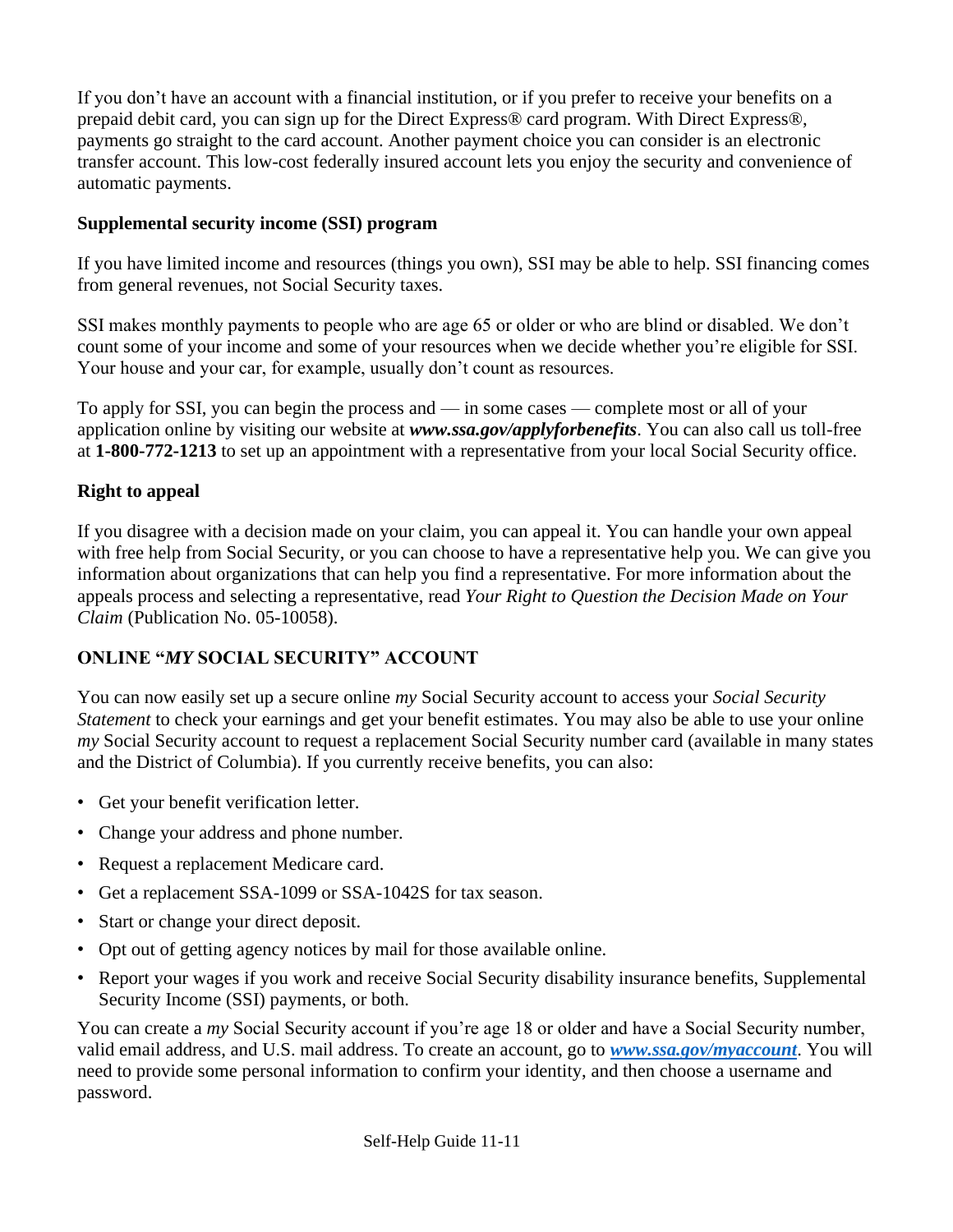If you don't have an account with a financial institution, or if you prefer to receive your benefits on a prepaid debit card, you can sign up for the Direct Express® card program. With Direct Express®, payments go straight to the card account. Another payment choice you can consider is an electronic transfer account. This low-cost federally insured account lets you enjoy the security and convenience of automatic payments.

### Supplemental security income (SSI) program

If you have limited income and resources (things you own), SSI may be able to help. SSI financing comes from general revenues, not Social Security taxes.

SSI makes monthly payments to people who are age 65 or older or who are blind or disabled. We don't count some of your income and some of your resources when we decide whether you're eligible for SSI. Your house and your car, for example, usually don't count as resources.

To apply for SSI, you can begin the process and — in some cases — complete most or all of your application online by visiting our website at ***www.ssa.gov/applyforbenefits***. You can also call us toll-free at **1-800-772-1213** to set up an appointment with a representative from your local Social Security office.

### Right to appeal

If you disagree with a decision made on your claim, you can appeal it. You can handle your own appeal with free help from Social Security, or you can choose to have a representative help you. We can give you information about organizations that can help you find a representative. For more information about the appeals process and selecting a representative, read *Your Right to Question the Decision Made on Your Claim* (Publication No. 05-10058).

## ONLINE "*MY* SOCIAL SECURITY" ACCOUNT

You can now easily set up a secure online *my* Social Security account to access your *Social Security Statement* to check your earnings and get your benefit estimates. You may also be able to use your online *my* Social Security account to request a replacement Social Security number card (available in many states and the District of Columbia). If you currently receive benefits, you can also:

- Get your benefit verification letter.
- Change your address and phone number.
- Request a replacement Medicare card.
- Get a replacement SSA-1099 or SSA-1042S for tax season.
- Start or change your direct deposit.
- Opt out of getting agency notices by mail for those available online.
- Report your wages if you work and receive Social Security disability insurance benefits, Supplemental Security Income (SSI) payments, or both.

You can create a *my* Social Security account if you're age 18 or older and have a Social Security number, valid email address, and U.S. mail address. To create an account, go to ***www.ssa.gov/myaccount***. You will need to provide some personal information to confirm your identity, and then choose a username and password.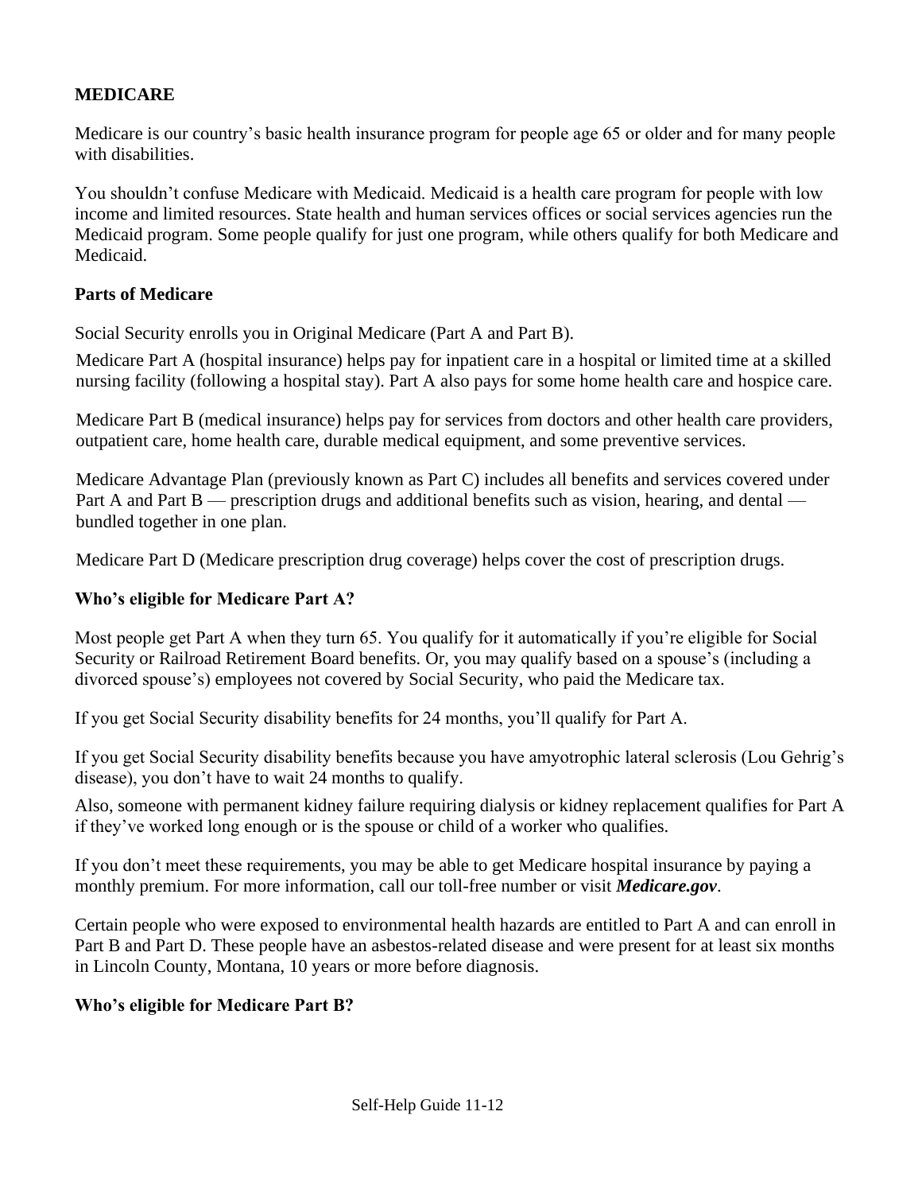**MEDICARE**

Medicare is our country's basic health insurance program for people age 65 or older and for many people with disabilities.

You shouldn't confuse Medicare with Medicaid. Medicaid is a health care program for people with low income and limited resources. State health and human services offices or social services agencies run the Medicaid program. Some people qualify for just one program, while others qualify for both Medicare and Medicaid.

**Parts of Medicare**

Social Security enrolls you in Original Medicare (Part A and Part B).

Medicare Part A (hospital insurance) helps pay for inpatient care in a hospital or limited time at a skilled nursing facility (following a hospital stay). Part A also pays for some home health care and hospice care.

Medicare Part B (medical insurance) helps pay for services from doctors and other health care providers, outpatient care, home health care, durable medical equipment, and some preventive services.

Medicare Advantage Plan (previously known as Part C) includes all benefits and services covered under Part A and Part B — prescription drugs and additional benefits such as vision, hearing, and dental — bundled together in one plan.

Medicare Part D (Medicare prescription drug coverage) helps cover the cost of prescription drugs.

**Who's eligible for Medicare Part A?**

Most people get Part A when they turn 65. You qualify for it automatically if you're eligible for Social Security or Railroad Retirement Board benefits. Or, you may qualify based on a spouse's (including a divorced spouse's) employees not covered by Social Security, who paid the Medicare tax.

If you get Social Security disability benefits for 24 months, you'll qualify for Part A.

If you get Social Security disability benefits because you have amyotrophic lateral sclerosis (Lou Gehrig's disease), you don't have to wait 24 months to qualify.

Also, someone with permanent kidney failure requiring dialysis or kidney replacement qualifies for Part A if they've worked long enough or is the spouse or child of a worker who qualifies.

If you don't meet these requirements, you may be able to get Medicare hospital insurance by paying a monthly premium. For more information, call our toll-free number or visit ***Medicare.gov***.

Certain people who were exposed to environmental health hazards are entitled to Part A and can enroll in Part B and Part D. These people have an asbestos-related disease and were present for at least six months in Lincoln County, Montana, 10 years or more before diagnosis.

**Who's eligible for Medicare Part B?**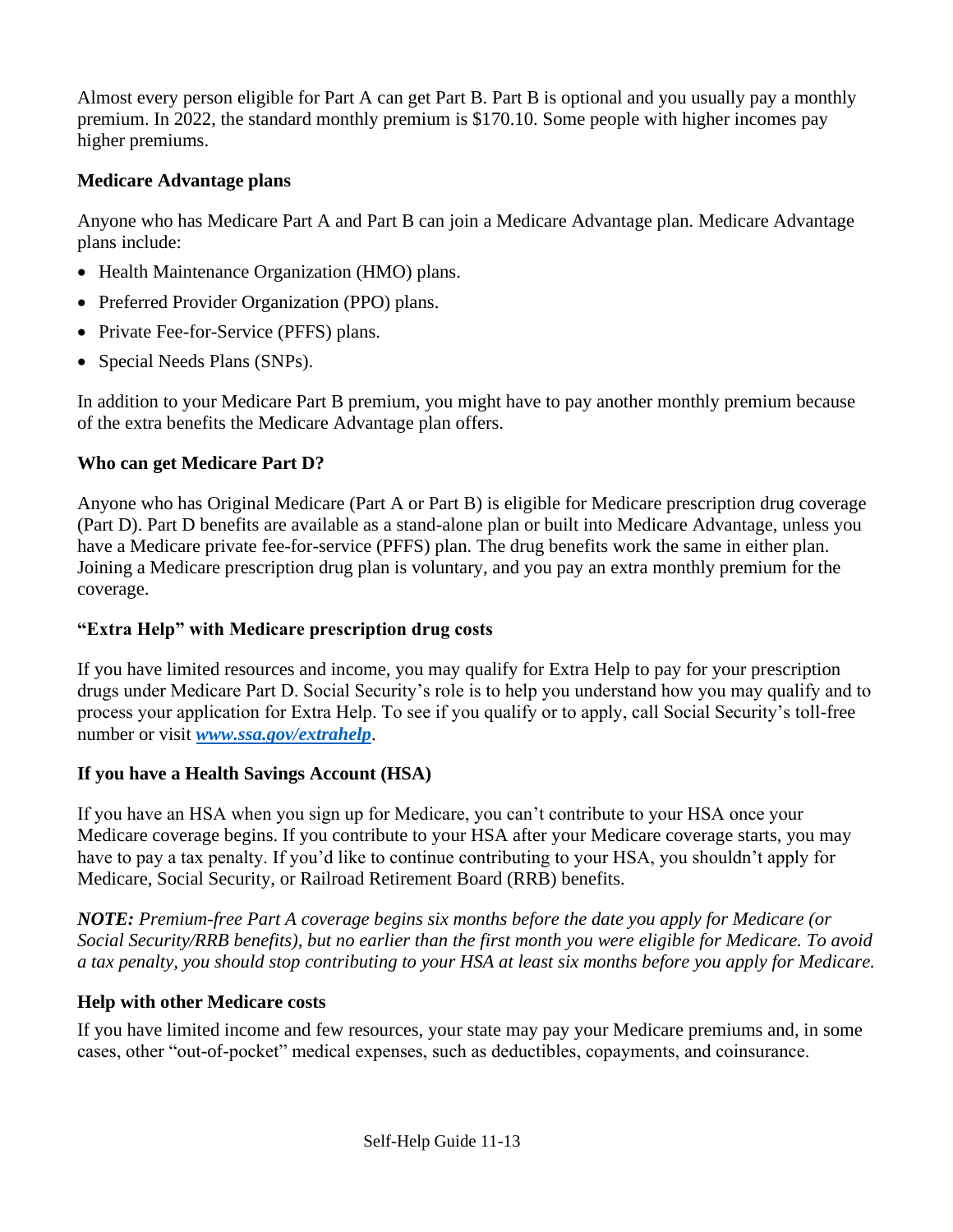Almost every person eligible for Part A can get Part B. Part B is optional and you usually pay a monthly premium. In 2022, the standard monthly premium is $170.10. Some people with higher incomes pay higher premiums.

### Medicare Advantage plans

Anyone who has Medicare Part A and Part B can join a Medicare Advantage plan. Medicare Advantage plans include:

- Health Maintenance Organization (HMO) plans.
- Preferred Provider Organization (PPO) plans.
- Private Fee-for-Service (PFFS) plans.
- Special Needs Plans (SNPs).

In addition to your Medicare Part B premium, you might have to pay another monthly premium because of the extra benefits the Medicare Advantage plan offers.

### Who can get Medicare Part D?

Anyone who has Original Medicare (Part A or Part B) is eligible for Medicare prescription drug coverage (Part D). Part D benefits are available as a stand-alone plan or built into Medicare Advantage, unless you have a Medicare private fee-for-service (PFFS) plan. The drug benefits work the same in either plan. Joining a Medicare prescription drug plan is voluntary, and you pay an extra monthly premium for the coverage.

### "Extra Help" with Medicare prescription drug costs

If you have limited resources and income, you may qualify for Extra Help to pay for your prescription drugs under Medicare Part D. Social Security's role is to help you understand how you may qualify and to process your application for Extra Help. To see if you qualify or to apply, call Social Security's toll-free number or visit ***www.ssa.gov/extrahelp***.

### If you have a Health Savings Account (HSA)

If you have an HSA when you sign up for Medicare, you can't contribute to your HSA once your Medicare coverage begins. If you contribute to your HSA after your Medicare coverage starts, you may have to pay a tax penalty. If you'd like to continue contributing to your HSA, you shouldn't apply for Medicare, Social Security, or Railroad Retirement Board (RRB) benefits.

***NOTE:*** *Premium-free Part A coverage begins six months before the date you apply for Medicare (or Social Security/RRB benefits), but no earlier than the first month you were eligible for Medicare. To avoid a tax penalty, you should stop contributing to your HSA at least six months before you apply for Medicare.*

### Help with other Medicare costs

If you have limited income and few resources, your state may pay your Medicare premiums and, in some cases, other "out-of-pocket" medical expenses, such as deductibles, copayments, and coinsurance.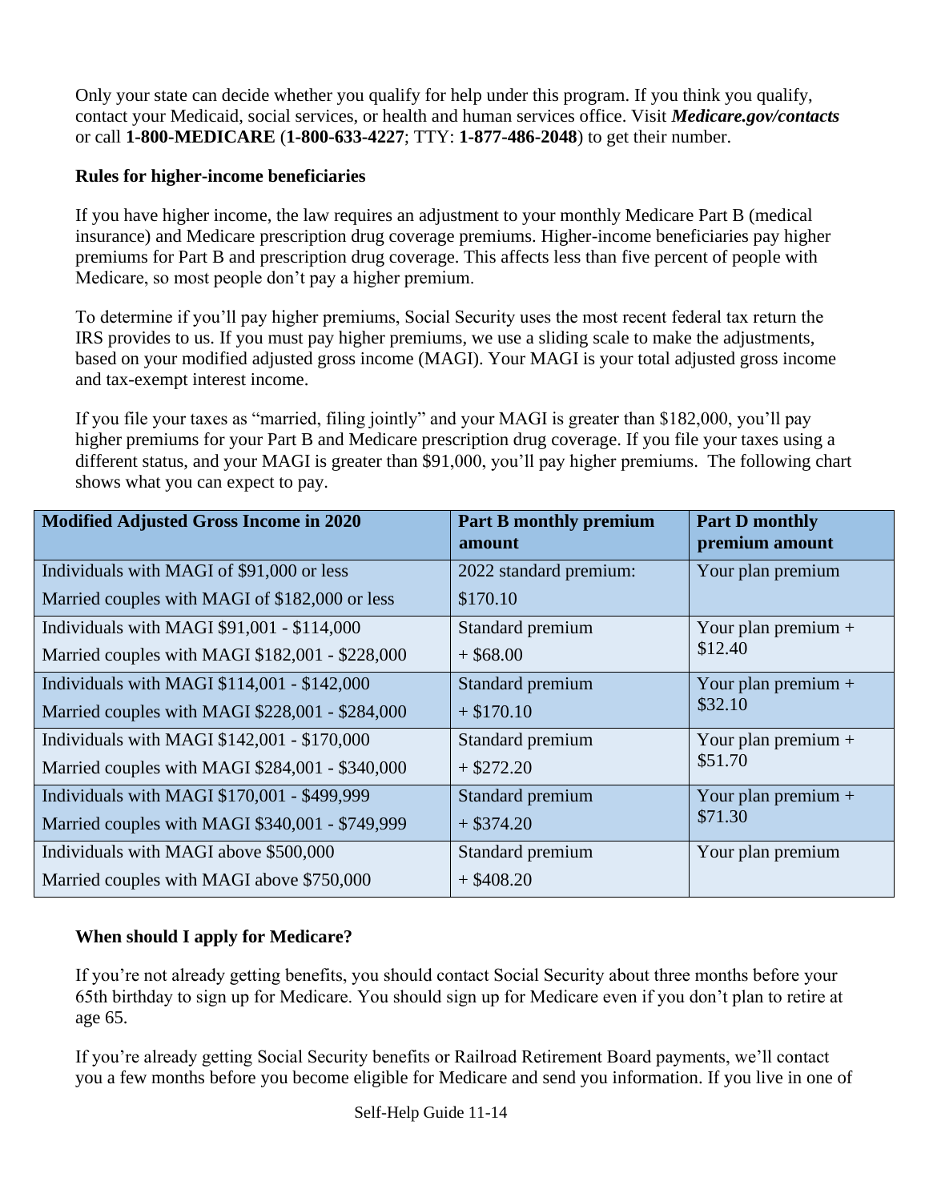Only your state can decide whether you qualify for help under this program. If you think you qualify, contact your Medicaid, social services, or health and human services office. Visit ***Medicare.gov/contacts*** or call **1-800-MEDICARE** (**1-800-633-4227**; TTY: **1-877-486-2048**) to get their number.

### Rules for higher-income beneficiaries

If you have higher income, the law requires an adjustment to your monthly Medicare Part B (medical insurance) and Medicare prescription drug coverage premiums. Higher-income beneficiaries pay higher premiums for Part B and prescription drug coverage. This affects less than five percent of people with Medicare, so most people don't pay a higher premium.

To determine if you'll pay higher premiums, Social Security uses the most recent federal tax return the IRS provides to us. If you must pay higher premiums, we use a sliding scale to make the adjustments, based on your modified adjusted gross income (MAGI). Your MAGI is your total adjusted gross income and tax-exempt interest income.

If you file your taxes as "married, filing jointly" and your MAGI is greater than $182,000, you'll pay higher premiums for your Part B and Medicare prescription drug coverage. If you file your taxes using a different status, and your MAGI is greater than $91,000, you'll pay higher premiums. The following chart shows what you can expect to pay.

| Modified Adjusted Gross Income in 2020 | Part B monthly premium amount | Part D monthly premium amount |
|---|---|---|
| Individuals with MAGI of $91,000 or less<br>Married couples with MAGI of $182,000 or less | 2022 standard premium:<br>$170.10 | Your plan premium |
| Individuals with MAGI $91,001 - $114,000<br>Married couples with MAGI $182,001 - $228,000 | Standard premium<br>+ $68.00 | Your plan premium + $12.40 |
| Individuals with MAGI $114,001 - $142,000<br>Married couples with MAGI $228,001 - $284,000 | Standard premium<br>+ $170.10 | Your plan premium + $32.10 |
| Individuals with MAGI $142,001 - $170,000<br>Married couples with MAGI $284,001 - $340,000 | Standard premium<br>+ $272.20 | Your plan premium + $51.70 |
| Individuals with MAGI $170,001 - $499,999<br>Married couples with MAGI $340,001 - $749,999 | Standard premium<br>+ $374.20 | Your plan premium + $71.30 |
| Individuals with MAGI above $500,000<br>Married couples with MAGI above $750,000 | Standard premium<br>+ $408.20 | Your plan premium |

### When should I apply for Medicare?

If you're not already getting benefits, you should contact Social Security about three months before your 65th birthday to sign up for Medicare. You should sign up for Medicare even if you don't plan to retire at age 65.

If you're already getting Social Security benefits or Railroad Retirement Board payments, we'll contact you a few months before you become eligible for Medicare and send you information. If you live in one of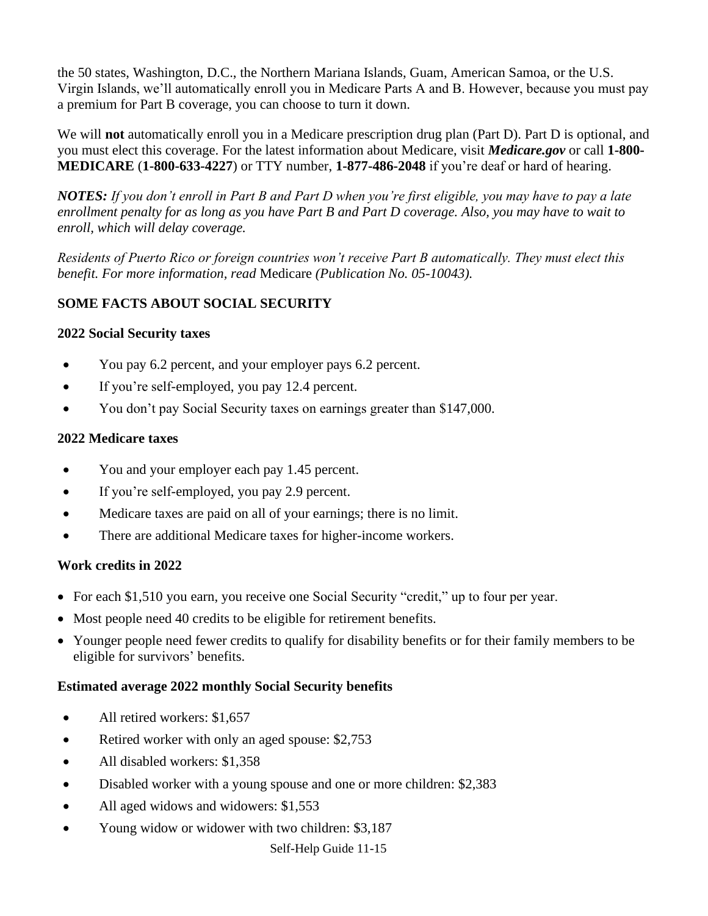the 50 states, Washington, D.C., the Northern Mariana Islands, Guam, American Samoa, or the U.S. Virgin Islands, we'll automatically enroll you in Medicare Parts A and B. However, because you must pay a premium for Part B coverage, you can choose to turn it down.

We will **not** automatically enroll you in a Medicare prescription drug plan (Part D). Part D is optional, and you must elect this coverage. For the latest information about Medicare, visit ***Medicare.gov*** or call **1-800-MEDICARE** (**1-800-633-4227**) or TTY number, **1-877-486-2048** if you're deaf or hard of hearing.

***NOTES:*** *If you don't enroll in Part B and Part D when you're first eligible, you may have to pay a late enrollment penalty for as long as you have Part B and Part D coverage. Also, you may have to wait to enroll, which will delay coverage.*

*Residents of Puerto Rico or foreign countries won't receive Part B automatically. They must elect this benefit. For more information, read* Medicare *(Publication No. 05-10043).*

## SOME FACTS ABOUT SOCIAL SECURITY

### 2022 Social Security taxes

- You pay 6.2 percent, and your employer pays 6.2 percent.
- If you're self-employed, you pay 12.4 percent.
- You don't pay Social Security taxes on earnings greater than $147,000.

### 2022 Medicare taxes

- You and your employer each pay 1.45 percent.
- If you're self-employed, you pay 2.9 percent.
- Medicare taxes are paid on all of your earnings; there is no limit.
- There are additional Medicare taxes for higher-income workers.

### Work credits in 2022

- For each $1,510 you earn, you receive one Social Security "credit," up to four per year.
- Most people need 40 credits to be eligible for retirement benefits.
- Younger people need fewer credits to qualify for disability benefits or for their family members to be eligible for survivors' benefits.

### Estimated average 2022 monthly Social Security benefits

- All retired workers: $1,657
- Retired worker with only an aged spouse: $2,753
- All disabled workers: $1,358
- Disabled worker with a young spouse and one or more children: $2,383
- All aged widows and widowers: $1,553
- Young widow or widower with two children: $3,187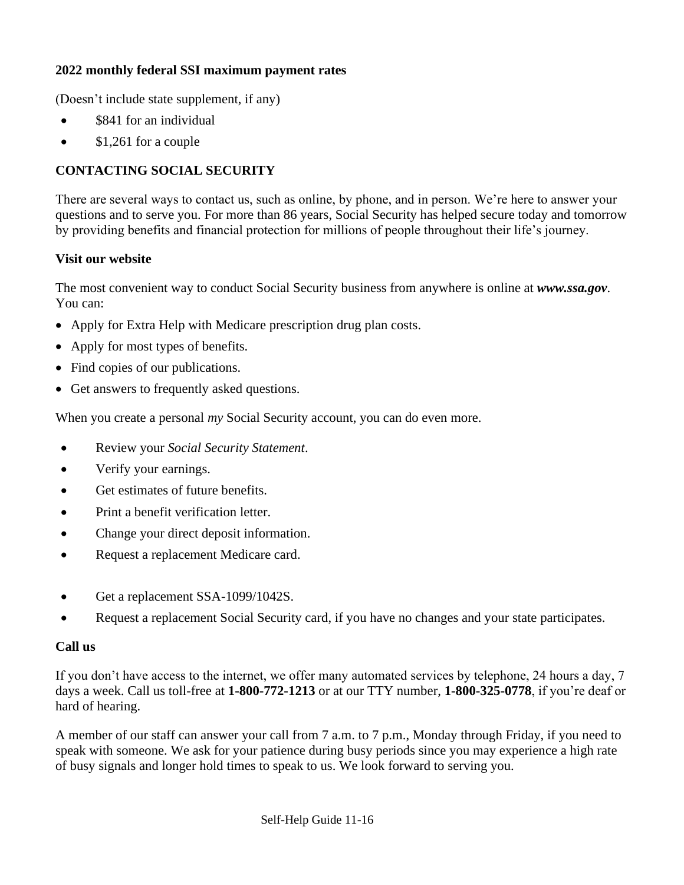**2022 monthly federal SSI maximum payment rates**

(Doesn't include state supplement, if any)

- $841 for an individual
- $1,261 for a couple

## CONTACTING SOCIAL SECURITY

There are several ways to contact us, such as online, by phone, and in person. We're here to answer your questions and to serve you. For more than 86 years, Social Security has helped secure today and tomorrow by providing benefits and financial protection for millions of people throughout their life's journey.

### Visit our website

The most convenient way to conduct Social Security business from anywhere is online at ***www.ssa.gov***. You can:

- Apply for Extra Help with Medicare prescription drug plan costs.
- Apply for most types of benefits.
- Find copies of our publications.
- Get answers to frequently asked questions.

When you create a personal *my* Social Security account, you can do even more.

- Review your *Social Security Statement*.
- Verify your earnings.
- Get estimates of future benefits.
- Print a benefit verification letter.
- Change your direct deposit information.
- Request a replacement Medicare card.
- Get a replacement SSA-1099/1042S.
- Request a replacement Social Security card, if you have no changes and your state participates.

### Call us

If you don't have access to the internet, we offer many automated services by telephone, 24 hours a day, 7 days a week. Call us toll-free at **1-800-772-1213** or at our TTY number, **1-800-325-0778**, if you're deaf or hard of hearing.

A member of our staff can answer your call from 7 a.m. to 7 p.m., Monday through Friday, if you need to speak with someone. We ask for your patience during busy periods since you may experience a high rate of busy signals and longer hold times to speak to us. We look forward to serving you.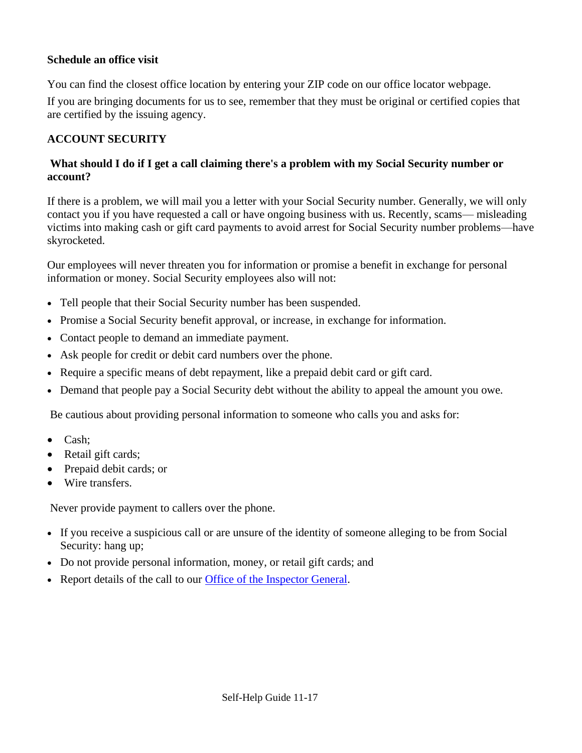**Schedule an office visit**

You can find the closest office location by entering your ZIP code on our office locator webpage.

If you are bringing documents for us to see, remember that they must be original or certified copies that are certified by the issuing agency.

## ACCOUNT SECURITY

### What should I do if I get a call claiming there's a problem with my Social Security number or account?

If there is a problem, we will mail you a letter with your Social Security number. Generally, we will only contact you if you have requested a call or have ongoing business with us. Recently, scams— misleading victims into making cash or gift card payments to avoid arrest for Social Security number problems—have skyrocketed.

Our employees will never threaten you for information or promise a benefit in exchange for personal information or money. Social Security employees also will not:

- Tell people that their Social Security number has been suspended.
- Promise a Social Security benefit approval, or increase, in exchange for information.
- Contact people to demand an immediate payment.
- Ask people for credit or debit card numbers over the phone.
- Require a specific means of debt repayment, like a prepaid debit card or gift card.
- Demand that people pay a Social Security debt without the ability to appeal the amount you owe.

Be cautious about providing personal information to someone who calls you and asks for:

- Cash;
- Retail gift cards;
- Prepaid debit cards; or
- Wire transfers.

Never provide payment to callers over the phone.

- If you receive a suspicious call or are unsure of the identity of someone alleging to be from Social Security: hang up;
- Do not provide personal information, money, or retail gift cards; and
- Report details of the call to our Office of the Inspector General.